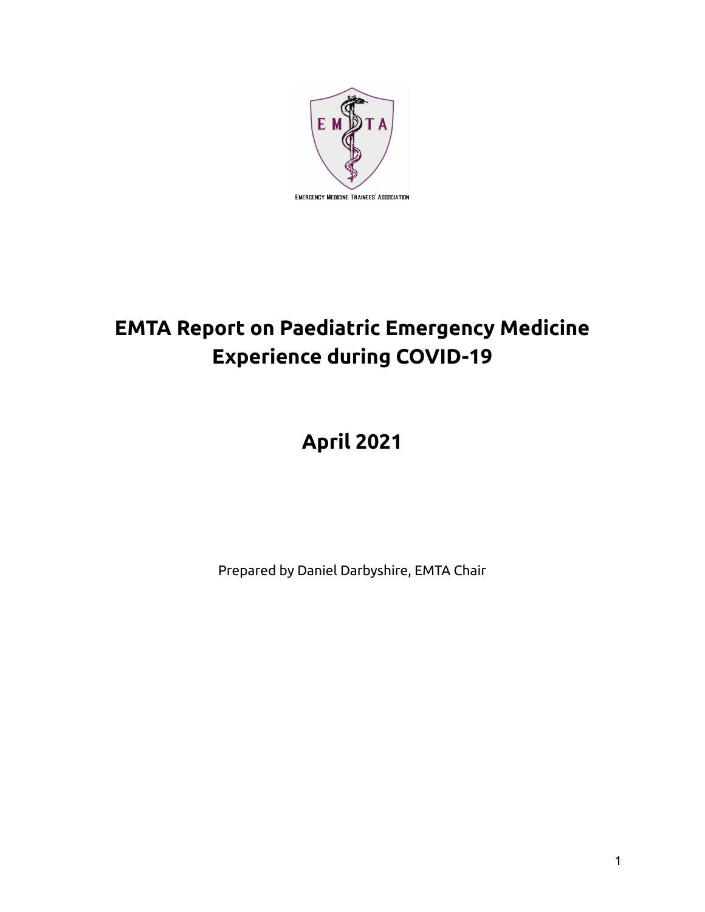EMERGENCY MEDICINE TRAINEES' ASSOCIATION

# EMTA Report on Paediatric Emergency Medicine Experience during COVID-19

# April 2021

Prepared by Daniel Darbyshire, EMTA Chair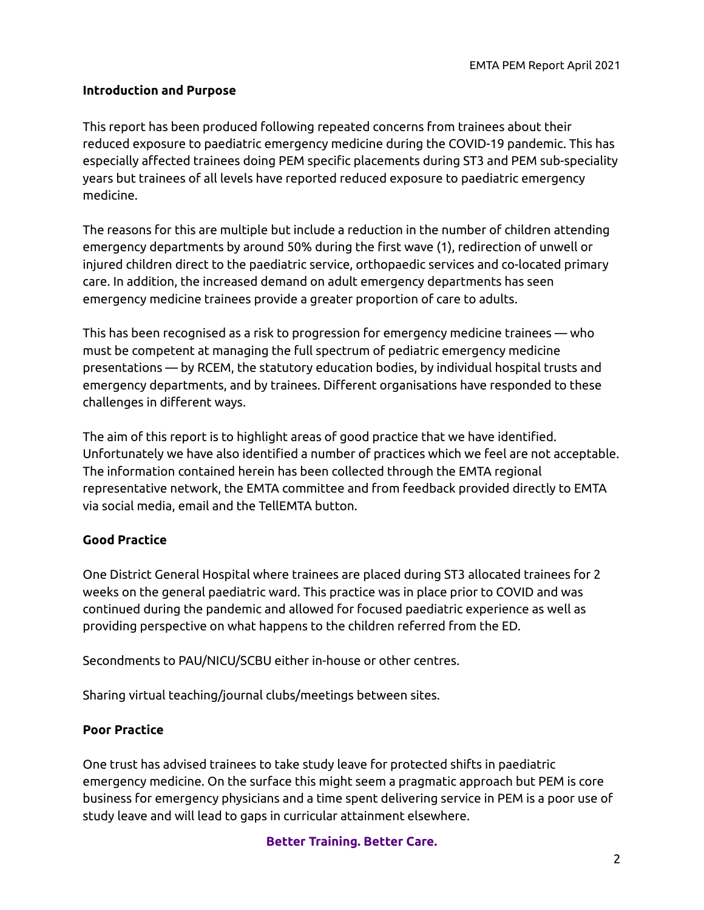**Introduction and Purpose**

This report has been produced following repeated concerns from trainees about their reduced exposure to paediatric emergency medicine during the COVID-19 pandemic. This has especially affected trainees doing PEM specific placements during ST3 and PEM sub-speciality years but trainees of all levels have reported reduced exposure to paediatric emergency medicine.

The reasons for this are multiple but include a reduction in the number of children attending emergency departments by around 50% during the first wave (1), redirection of unwell or injured children direct to the paediatric service, orthopaedic services and co-located primary care. In addition, the increased demand on adult emergency departments has seen emergency medicine trainees provide a greater proportion of care to adults.

This has been recognised as a risk to progression for emergency medicine trainees — who must be competent at managing the full spectrum of pediatric emergency medicine presentations — by RCEM, the statutory education bodies, by individual hospital trusts and emergency departments, and by trainees. Different organisations have responded to these challenges in different ways.

The aim of this report is to highlight areas of good practice that we have identified. Unfortunately we have also identified a number of practices which we feel are not acceptable. The information contained herein has been collected through the EMTA regional representative network, the EMTA committee and from feedback provided directly to EMTA via social media, email and the TellEMTA button.

**Good Practice**

One District General Hospital where trainees are placed during ST3 allocated trainees for 2 weeks on the general paediatric ward. This practice was in place prior to COVID and was continued during the pandemic and allowed for focused paediatric experience as well as providing perspective on what happens to the children referred from the ED.

Secondments to PAU/NICU/SCBU either in-house or other centres.

Sharing virtual teaching/journal clubs/meetings between sites.

**Poor Practice**

One trust has advised trainees to take study leave for protected shifts in paediatric emergency medicine. On the surface this might seem a pragmatic approach but PEM is core business for emergency physicians and a time spent delivering service in PEM is a poor use of study leave and will lead to gaps in curricular attainment elsewhere.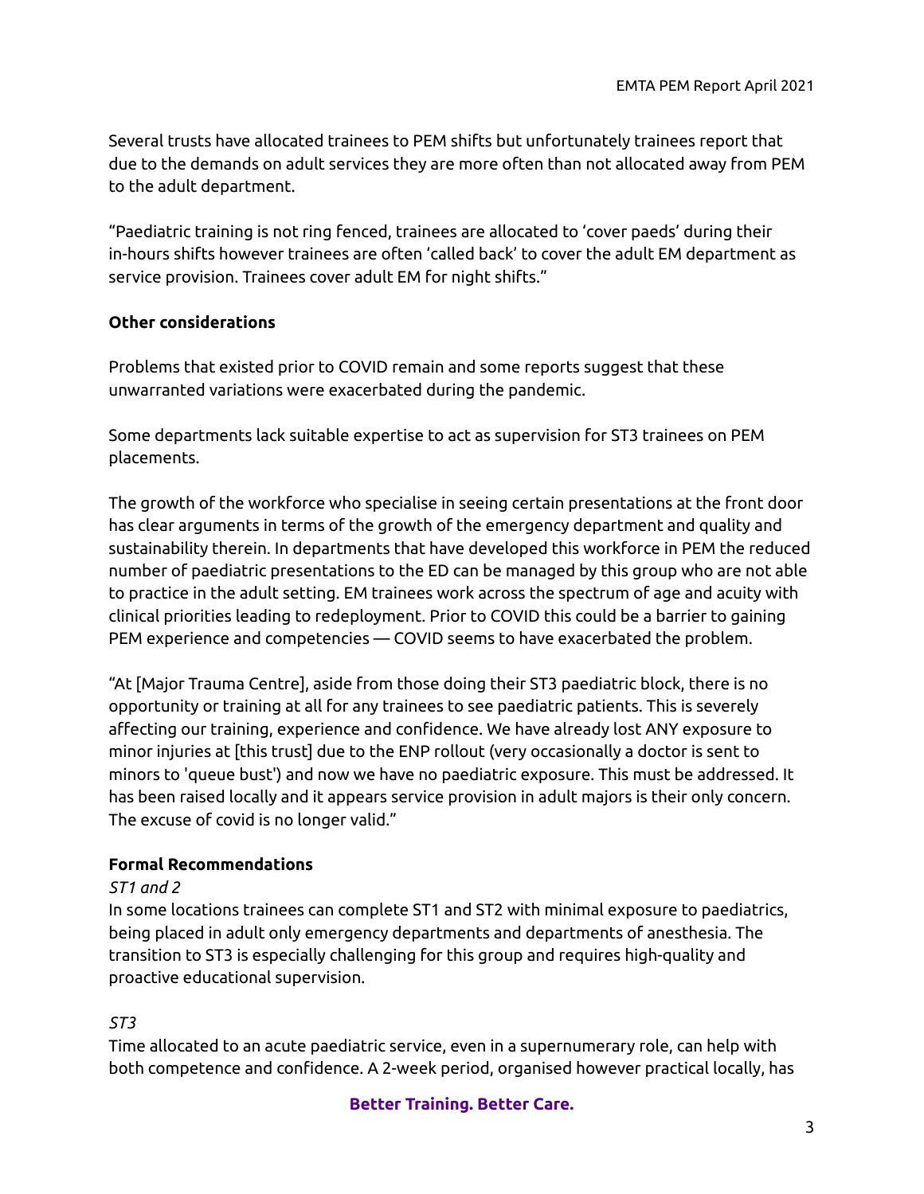Several trusts have allocated trainees to PEM shifts but unfortunately trainees report that due to the demands on adult services they are more often than not allocated away from PEM to the adult department.

"Paediatric training is not ring fenced, trainees are allocated to 'cover paeds' during their in-hours shifts however trainees are often 'called back' to cover the adult EM department as service provision. Trainees cover adult EM for night shifts."

**Other considerations**

Problems that existed prior to COVID remain and some reports suggest that these unwarranted variations were exacerbated during the pandemic.

Some departments lack suitable expertise to act as supervision for ST3 trainees on PEM placements.

The growth of the workforce who specialise in seeing certain presentations at the front door has clear arguments in terms of the growth of the emergency department and quality and sustainability therein. In departments that have developed this workforce in PEM the reduced number of paediatric presentations to the ED can be managed by this group who are not able to practice in the adult setting. EM trainees work across the spectrum of age and acuity with clinical priorities leading to redeployment. Prior to COVID this could be a barrier to gaining PEM experience and competencies — COVID seems to have exacerbated the problem.

"At [Major Trauma Centre], aside from those doing their ST3 paediatric block, there is no opportunity or training at all for any trainees to see paediatric patients. This is severely affecting our training, experience and confidence. We have already lost ANY exposure to minor injuries at [this trust] due to the ENP rollout (very occasionally a doctor is sent to minors to 'queue bust') and now we have no paediatric exposure. This must be addressed. It has been raised locally and it appears service provision in adult majors is their only concern. The excuse of covid is no longer valid."

**Formal Recommendations**

*ST1 and 2*

In some locations trainees can complete ST1 and ST2 with minimal exposure to paediatrics, being placed in adult only emergency departments and departments of anesthesia. The transition to ST3 is especially challenging for this group and requires high-quality and proactive educational supervision.

*ST3*

Time allocated to an acute paediatric service, even in a supernumerary role, can help with both competence and confidence. A 2-week period, organised however practical locally, has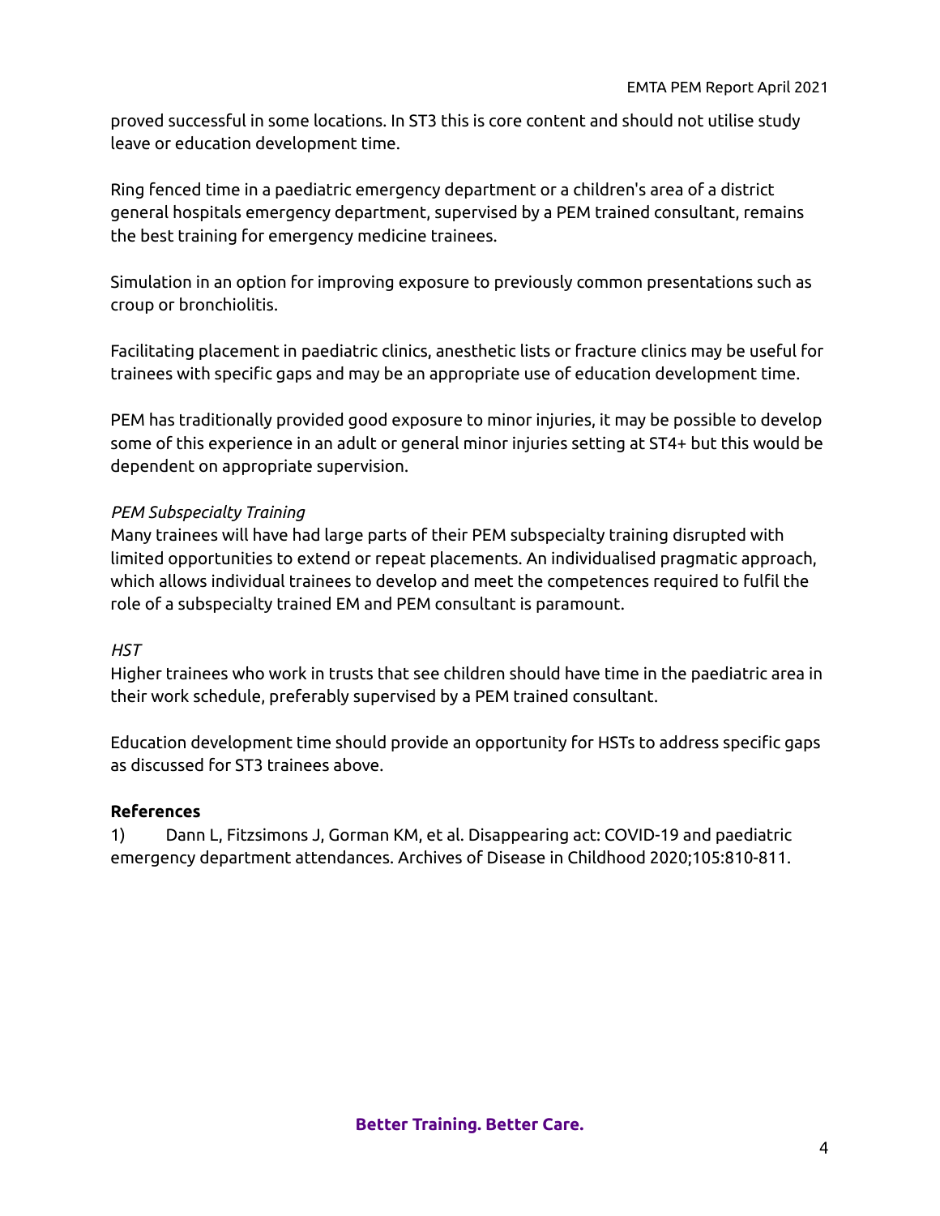proved successful in some locations. In ST3 this is core content and should not utilise study leave or education development time.

Ring fenced time in a paediatric emergency department or a children's area of a district general hospitals emergency department, supervised by a PEM trained consultant, remains the best training for emergency medicine trainees.

Simulation in an option for improving exposure to previously common presentations such as croup or bronchiolitis.

Facilitating placement in paediatric clinics, anesthetic lists or fracture clinics may be useful for trainees with specific gaps and may be an appropriate use of education development time.

PEM has traditionally provided good exposure to minor injuries, it may be possible to develop some of this experience in an adult or general minor injuries setting at ST4+ but this would be dependent on appropriate supervision.

*PEM Subspecialty Training*

Many trainees will have had large parts of their PEM subspecialty training disrupted with limited opportunities to extend or repeat placements. An individualised pragmatic approach, which allows individual trainees to develop and meet the competences required to fulfil the role of a subspecialty trained EM and PEM consultant is paramount.

*HST*

Higher trainees who work in trusts that see children should have time in the paediatric area in their work schedule, preferably supervised by a PEM trained consultant.

Education development time should provide an opportunity for HSTs to address specific gaps as discussed for ST3 trainees above.

**References**

1) Dann L, Fitzsimons J, Gorman KM, et al. Disappearing act: COVID-19 and paediatric emergency department attendances. Archives of Disease in Childhood 2020;105:810-811.

**Better Training. Better Care.**